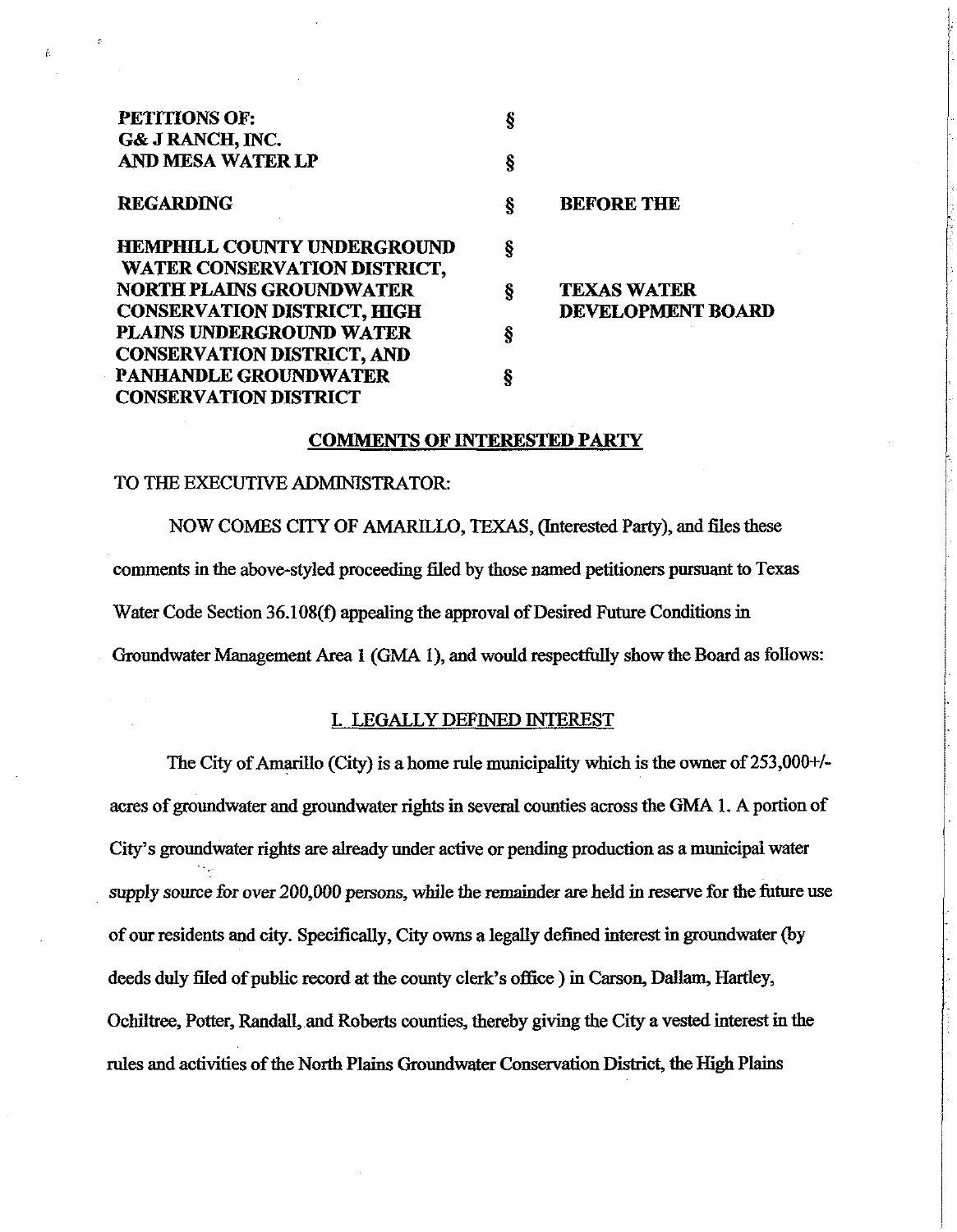| | | |
|---|---|---|
| **PETITIONS OF:** | § | |
| **G& J RANCH, INC.** | | |
| **AND MESA WATER LP** | § | |
| **REGARDING** | § | **BEFORE THE** |
| **HEMPHILL COUNTY UNDERGROUND WATER CONSERVATION DISTRICT,** | § | |
| **NORTH PLAINS GROUNDWATER CONSERVATION DISTRICT, HIGH** | § | **TEXAS WATER DEVELOPMENT BOARD** |
| **PLAINS UNDERGROUND WATER CONSERVATION DISTRICT, AND** | § | |
| **PANHANDLE GROUNDWATER CONSERVATION DISTRICT** | § | |

## COMMENTS OF INTERESTED PARTY

TO THE EXECUTIVE ADMINISTRATOR:

NOW COMES CITY OF AMARILLO, TEXAS, (Interested Party), and files these comments in the above-styled proceeding filed by those named petitioners pursuant to Texas Water Code Section 36.108(f) appealing the approval of Desired Future Conditions in Groundwater Management Area 1 (GMA 1), and would respectfully show the Board as follows:

### I. LEGALLY DEFINED INTEREST

The City of Amarillo (City) is a home rule municipality which is the owner of 253,000+/- acres of groundwater and groundwater rights in several counties across the GMA 1. A portion of City's groundwater rights are already under active or pending production as a municipal water supply source for over 200,000 persons, while the remainder are held in reserve for the future use of our residents and city. Specifically, City owns a legally defined interest in groundwater (by deeds duly filed of public record at the county clerk's office ) in Carson, Dallam, Hartley, Ochiltree, Potter, Randall, and Roberts counties, thereby giving the City a vested interest in the rules and activities of the North Plains Groundwater Conservation District, the High Plains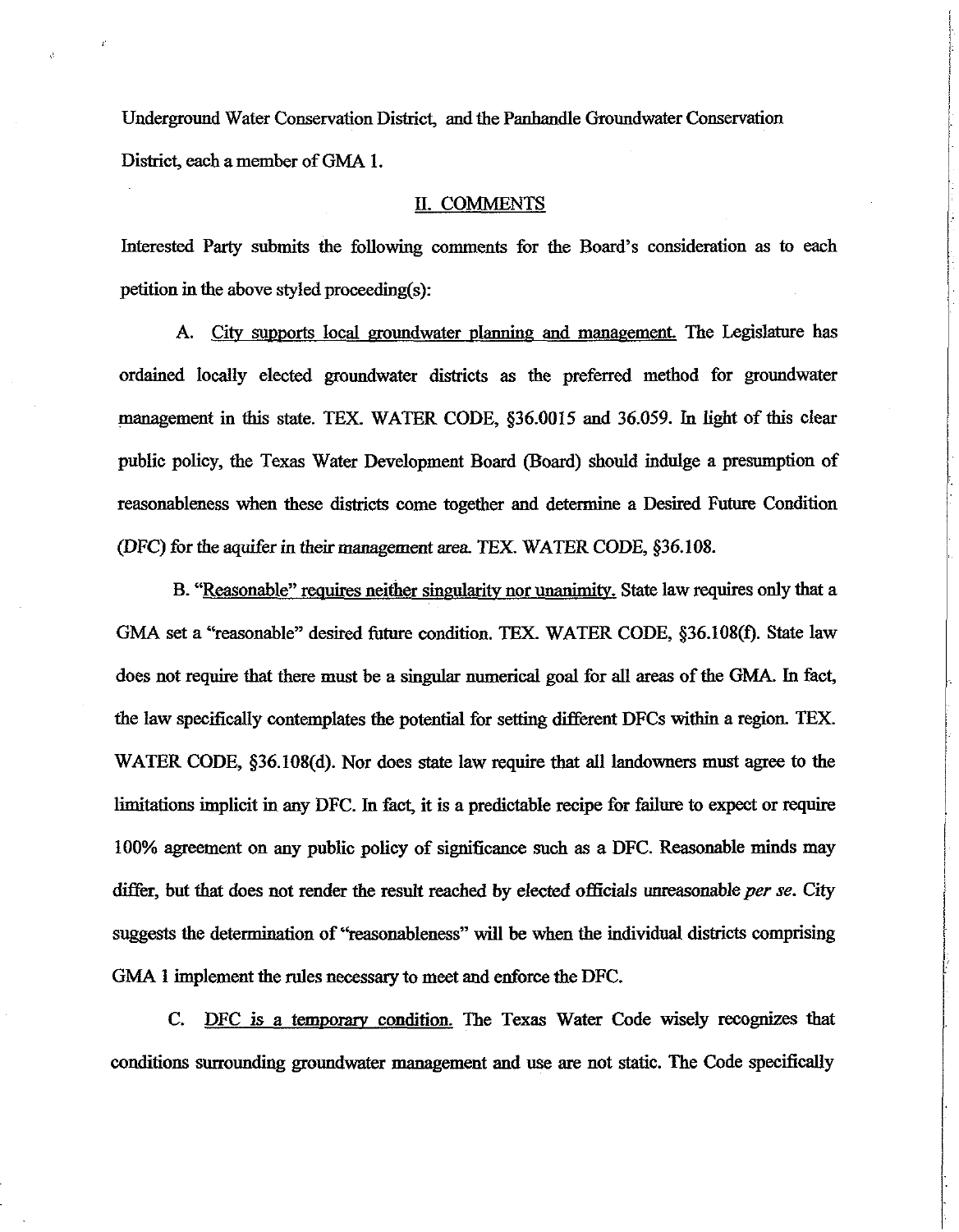Underground Water Conservation District, and the Panhandle Groundwater Conservation District, each a member of GMA 1.

## II. COMMENTS

Interested Party submits the following comments for the Board's consideration as to each petition in the above styled proceeding(s):

A. City supports local groundwater planning and management. The Legislature has ordained locally elected groundwater districts as the preferred method for groundwater management in this state. TEX. WATER CODE, §36.0015 and 36.059. In light of this clear public policy, the Texas Water Development Board (Board) should indulge a presumption of reasonableness when these districts come together and determine a Desired Future Condition (DFC) for the aquifer in their management area. TEX. WATER CODE, §36.108.

B. "Reasonable" requires neither singularity nor unanimity. State law requires only that a GMA set a "reasonable" desired future condition. TEX. WATER CODE, §36.108(f). State law does not require that there must be a singular numerical goal for all areas of the GMA. In fact, the law specifically contemplates the potential for setting different DFCs within a region. TEX. WATER CODE, §36.108(d). Nor does state law require that all landowners must agree to the limitations implicit in any DFC. In fact, it is a predictable recipe for failure to expect or require 100% agreement on any public policy of significance such as a DFC. Reasonable minds may differ, but that does not render the result reached by elected officials unreasonable *per se*. City suggests the determination of "reasonableness" will be when the individual districts comprising GMA 1 implement the rules necessary to meet and enforce the DFC.

C. DFC is a temporary condition. The Texas Water Code wisely recognizes that conditions surrounding groundwater management and use are not static. The Code specifically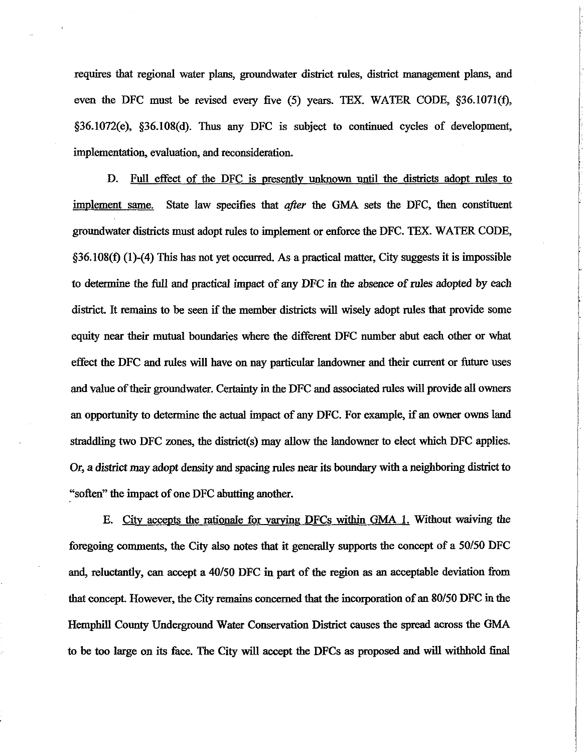requires that regional water plans, groundwater district rules, district management plans, and even the DFC must be revised every five (5) years. TEX. WATER CODE, §36.1071(f), §36.1072(e), §36.108(d). Thus any DFC is subject to continued cycles of development, implementation, evaluation, and reconsideration.

D. Full effect of the DFC is presently unknown until the districts adopt rules to implement same. State law specifies that *after* the GMA sets the DFC, then constituent groundwater districts must adopt rules to implement or enforce the DFC. TEX. WATER CODE, §36.108(f) (1)-(4) This has not yet occurred. As a practical matter, City suggests it is impossible to determine the full and practical impact of any DFC in the absence of rules adopted by each district. It remains to be seen if the member districts will wisely adopt rules that provide some equity near their mutual boundaries where the different DFC number abut each other or what effect the DFC and rules will have on nay particular landowner and their current or future uses and value of their groundwater. Certainty in the DFC and associated rules will provide all owners an opportunity to determine the actual impact of any DFC. For example, if an owner owns land straddling two DFC zones, the district(s) may allow the landowner to elect which DFC applies. Or, a district may adopt density and spacing rules near its boundary with a neighboring district to "soften" the impact of one DFC abutting another.

E. City accepts the rationale for varying DFCs within GMA 1. Without waiving the foregoing comments, the City also notes that it generally supports the concept of a 50/50 DFC and, reluctantly, can accept a 40/50 DFC in part of the region as an acceptable deviation from that concept. However, the City remains concerned that the incorporation of an 80/50 DFC in the Hemphill County Underground Water Conservation District causes the spread across the GMA to be too large on its face. The City will accept the DFCs as proposed and will withhold final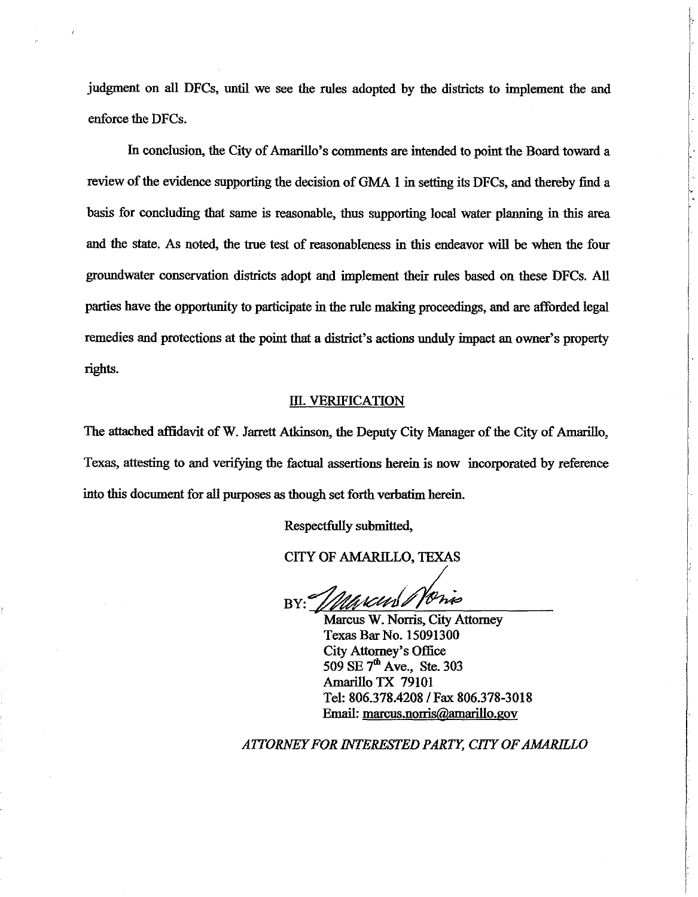judgment on all DFCs, until we see the rules adopted by the districts to implement the and enforce the DFCs.

In conclusion, the City of Amarillo's comments are intended to point the Board toward a review of the evidence supporting the decision of GMA 1 in setting its DFCs, and thereby find a basis for concluding that same is reasonable, thus supporting local water planning in this area and the state. As noted, the true test of reasonableness in this endeavor will be when the four groundwater conservation districts adopt and implement their rules based on these DFCs. All parties have the opportunity to participate in the rule making proceedings, and are afforded legal remedies and protections at the point that a district's actions unduly impact an owner's property rights.

## III. VERIFICATION

The attached affidavit of W. Jarrett Atkinson, the Deputy City Manager of the City of Amarillo, Texas, attesting to and verifying the factual assertions herein is now incorporated by reference into this document for all purposes as though set forth verbatim herein.

Respectfully submitted,

CITY OF AMARILLO, TEXAS

BY: _______________________

Marcus W. Norris, City Attorney
Texas Bar No. 15091300
City Attorney's Office
509 SE 7th Ave., Ste. 303
Amarillo TX 79101
Tel: 806.378.4208 / Fax 806.378-3018
Email: marcus.norris@amarillo.gov

*ATTORNEY FOR INTERESTED PARTY, CITY OF AMARILLO*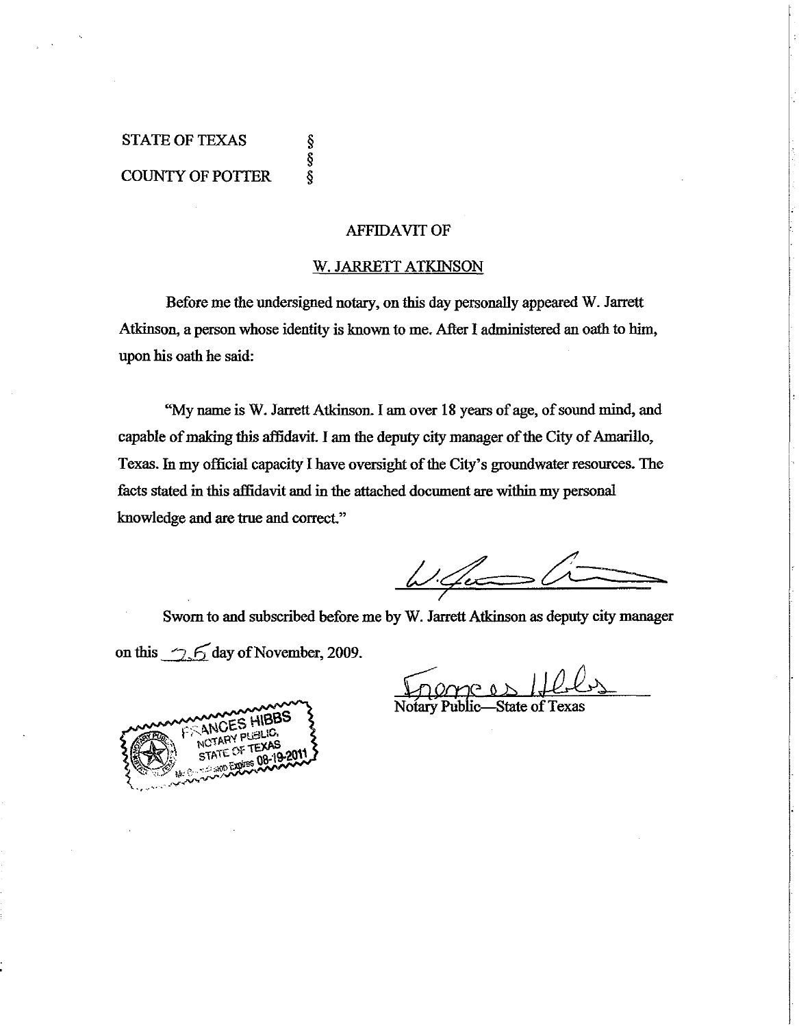STATE OF TEXAS §
§
COUNTY OF POTTER §

AFFIDAVIT OF

W. JARRETT ATKINSON

Before me the undersigned notary, on this day personally appeared W. Jarrett Atkinson, a person whose identity is known to me. After I administered an oath to him, upon his oath he said:

"My name is W. Jarrett Atkinson. I am over 18 years of age, of sound mind, and capable of making this affidavit. I am the deputy city manager of the City of Amarillo, Texas. In my official capacity I have oversight of the City's groundwater resources. The facts stated in this affidavit and in the attached document are within my personal knowledge and are true and correct."

Sworn to and subscribed before me by W. Jarrett Atkinson as deputy city manager on this 25 day of November, 2009.

Notary Public—State of Texas

FRANCES HIBBS
NOTARY PUBLIC,
STATE OF TEXAS
My Commission Expires 08-19-2011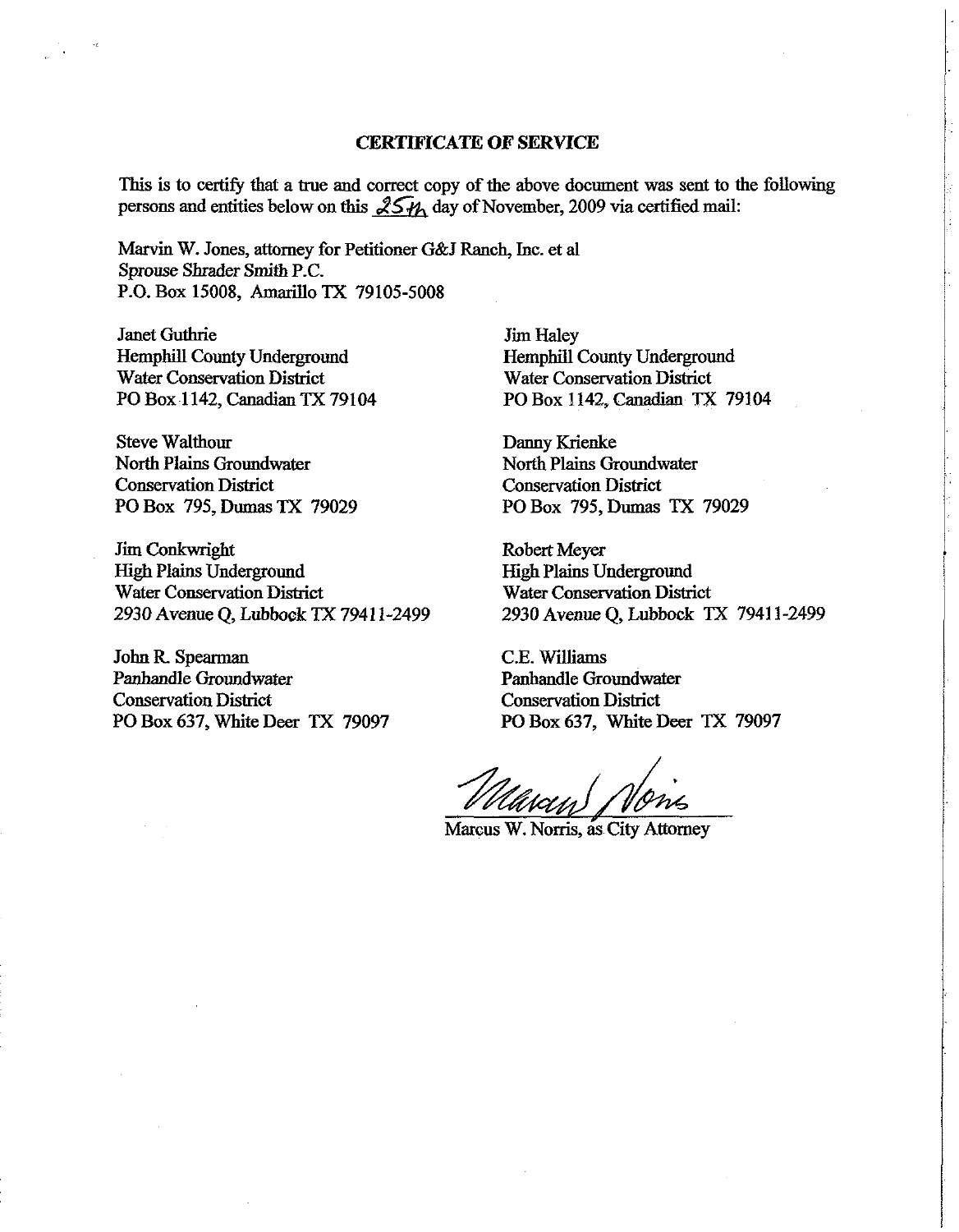## CERTIFICATE OF SERVICE

This is to certify that a true and correct copy of the above document was sent to the following persons and entities below on this 25th day of November, 2009 via certified mail:

Marvin W. Jones, attorney for Petitioner G&J Ranch, Inc. et al
Sprouse Shrader Smith P.C.
P.O. Box 15008, Amarillo TX 79105-5008

Janet Guthrie
Hemphill County Underground
Water Conservation District
PO Box 1142, Canadian TX 79104

Jim Haley
Hemphill County Underground
Water Conservation District
PO Box 1142, Canadian TX 79104

Steve Walthour
North Plains Groundwater
Conservation District
PO Box 795, Dumas TX 79029

Danny Krienke
North Plains Groundwater
Conservation District
PO Box 795, Dumas TX 79029

Jim Conkwright
High Plains Underground
Water Conservation District
2930 Avenue Q, Lubbock TX 79411-2499

Robert Meyer
High Plains Underground
Water Conservation District
2930 Avenue Q, Lubbock TX 79411-2499

John R. Spearman
Panhandle Groundwater
Conservation District
PO Box 637, White Deer TX 79097

C.E. Williams
Panhandle Groundwater
Conservation District
PO Box 637, White Deer TX 79097

Marcus W. Norris, as City Attorney